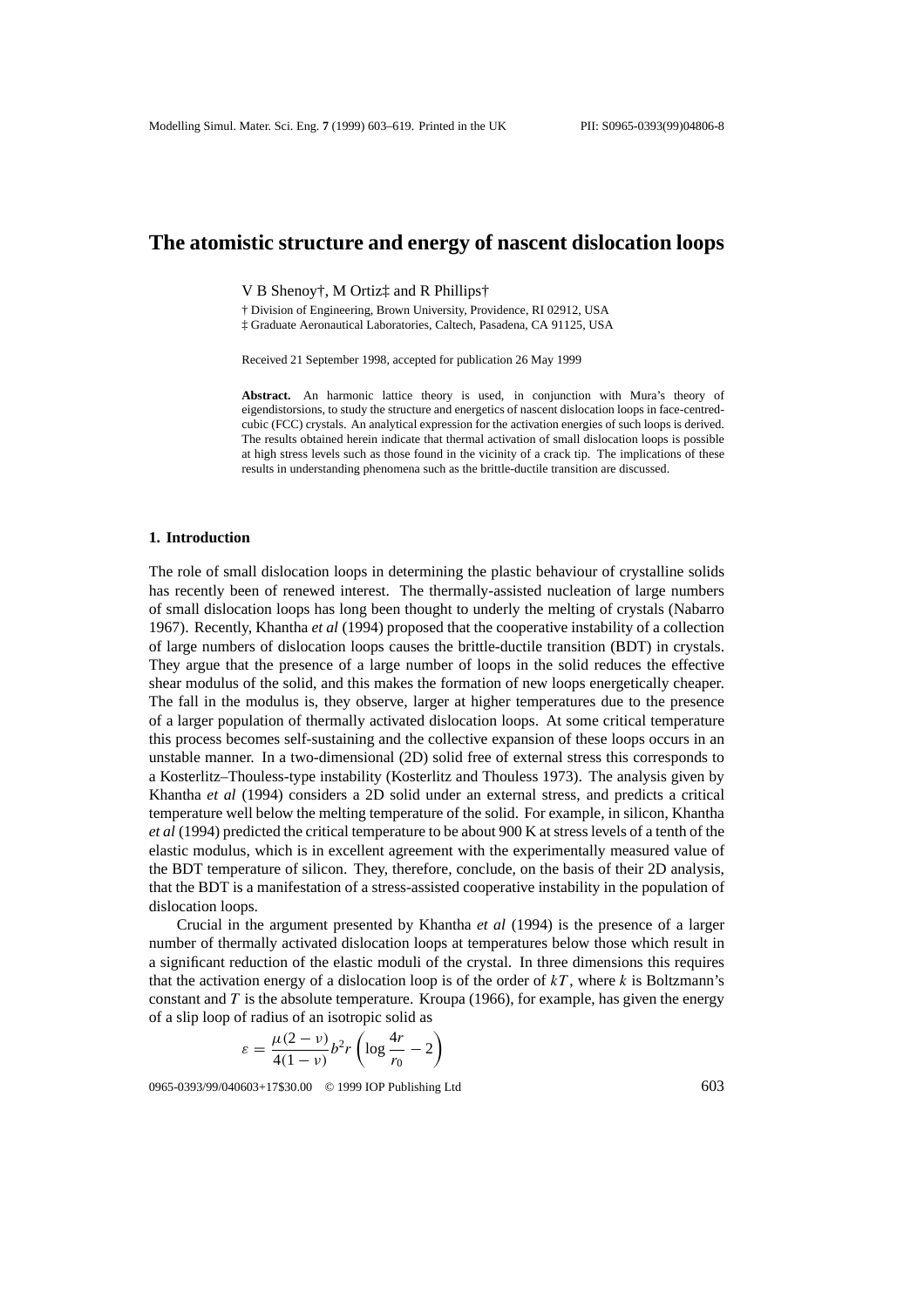# The atomistic structure and energy of nascent dislocation loops

V B Shenoy†, M Ortiz‡ and R Phillips†

† Division of Engineering, Brown University, Providence, RI 02912, USA
‡ Graduate Aeronautical Laboratories, Caltech, Pasadena, CA 91125, USA

Received 21 September 1998, accepted for publication 26 May 1999

**Abstract.** An harmonic lattice theory is used, in conjunction with Mura's theory of eigendistorsions, to study the structure and energetics of nascent dislocation loops in face-centred-cubic (FCC) crystals. An analytical expression for the activation energies of such loops is derived. The results obtained herein indicate that thermal activation of small dislocation loops is possible at high stress levels such as those found in the vicinity of a crack tip. The implications of these results in understanding phenomena such as the brittle-ductile transition are discussed.

## 1. Introduction

The role of small dislocation loops in determining the plastic behaviour of crystalline solids has recently been of renewed interest. The thermally-assisted nucleation of large numbers of small dislocation loops has long been thought to underly the melting of crystals (Nabarro 1967). Recently, Khantha *et al* (1994) proposed that the cooperative instability of a collection of large numbers of dislocation loops causes the brittle-ductile transition (BDT) in crystals. They argue that the presence of a large number of loops in the solid reduces the effective shear modulus of the solid, and this makes the formation of new loops energetically cheaper. The fall in the modulus is, they observe, larger at higher temperatures due to the presence of a larger population of thermally activated dislocation loops. At some critical temperature this process becomes self-sustaining and the collective expansion of these loops occurs in an unstable manner. In a two-dimensional (2D) solid free of external stress this corresponds to a Kosterlitz–Thouless-type instability (Kosterlitz and Thouless 1973). The analysis given by Khantha *et al* (1994) considers a 2D solid under an external stress, and predicts a critical temperature well below the melting temperature of the solid. For example, in silicon, Khantha *et al* (1994) predicted the critical temperature to be about 900 K at stress levels of a tenth of the elastic modulus, which is in excellent agreement with the experimentally measured value of the BDT temperature of silicon. They, therefore, conclude, on the basis of their 2D analysis, that the BDT is a manifestation of a stress-assisted cooperative instability in the population of dislocation loops.

Crucial in the argument presented by Khantha *et al* (1994) is the presence of a larger number of thermally activated dislocation loops at temperatures below those which result in a significant reduction of the elastic moduli of the crystal. In three dimensions this requires that the activation energy of a dislocation loop is of the order of $kT$, where $k$ is Boltzmann's constant and $T$ is the absolute temperature. Kroupa (1966), for example, has given the energy of a slip loop of radius of an isotropic solid as

$$\varepsilon = \frac{\mu(2-\nu)}{4(1-\nu)} b^2 r \left( \log \frac{4r}{r_0} - 2 \right)$$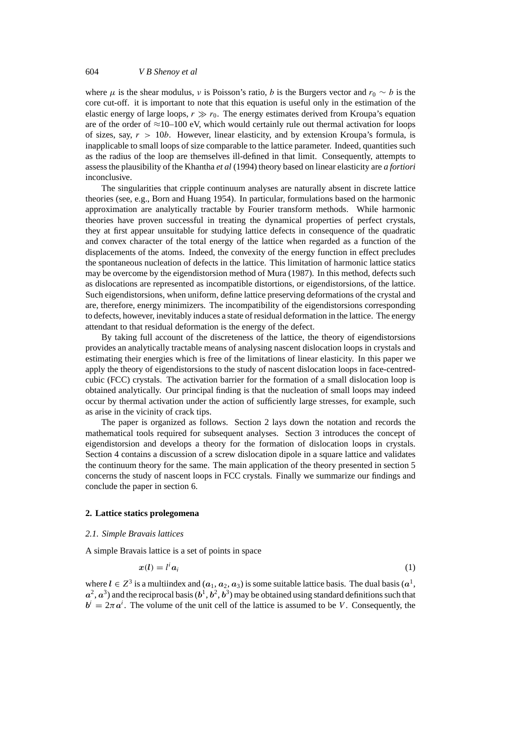where $\mu$ is the shear modulus, $\nu$ is Poisson's ratio, $b$ is the Burgers vector and $r_0 \sim b$ is the core cut-off. it is important to note that this equation is useful only in the estimation of the elastic energy of large loops, $r \gg r_0$. The energy estimates derived from Kroupa's equation are of the order of $\approx$10–100 eV, which would certainly rule out thermal activation for loops of sizes, say, $r > 10b$. However, linear elasticity, and by extension Kroupa's formula, is inapplicable to small loops of size comparable to the lattice parameter. Indeed, quantities such as the radius of the loop are themselves ill-defined in that limit. Consequently, attempts to assess the plausibility of the Khantha *et al* (1994) theory based on linear elasticity are *a fortiori* inconclusive.

The singularities that cripple continuum analyses are naturally absent in discrete lattice theories (see, e.g., Born and Huang 1954). In particular, formulations based on the harmonic approximation are analytically tractable by Fourier transform methods. While harmonic theories have proven successful in treating the dynamical properties of perfect crystals, they at first appear unsuitable for studying lattice defects in consequence of the quadratic and convex character of the total energy of the lattice when regarded as a function of the displacements of the atoms. Indeed, the convexity of the energy function in effect precludes the spontaneous nucleation of defects in the lattice. This limitation of harmonic lattice statics may be overcome by the eigendistorsion method of Mura (1987). In this method, defects such as dislocations are represented as incompatible distortions, or eigendistorsions, of the lattice. Such eigendistorsions, when uniform, define lattice preserving deformations of the crystal and are, therefore, energy minimizers. The incompatibility of the eigendistorsions corresponding to defects, however, inevitably induces a state of residual deformation in the lattice. The energy attendant to that residual deformation is the energy of the defect.

By taking full account of the discreteness of the lattice, the theory of eigendistorsions provides an analytically tractable means of analysing nascent dislocation loops in crystals and estimating their energies which is free of the limitations of linear elasticity. In this paper we apply the theory of eigendistorsions to the study of nascent dislocation loops in face-centred-cubic (FCC) crystals. The activation barrier for the formation of a small dislocation loop is obtained analytically. Our principal finding is that the nucleation of small loops may indeed occur by thermal activation under the action of sufficiently large stresses, for example, such as arise in the vicinity of crack tips.

The paper is organized as follows. Section 2 lays down the notation and records the mathematical tools required for subsequent analyses. Section 3 introduces the concept of eigendistorsion and develops a theory for the formation of dislocation loops in crystals. Section 4 contains a discussion of a screw dislocation dipole in a square lattice and validates the continuum theory for the same. The main application of the theory presented in section 5 concerns the study of nascent loops in FCC crystals. Finally we summarize our findings and conclude the paper in section 6.

## 2. Lattice statics prolegomena

### 2.1. Simple Bravais lattices

A simple Bravais lattice is a set of points in space

$$x(l) = l^i a_i \tag{1}$$

where $l \in Z^3$ is a multiindex and $(a_1, a_2, a_3)$ is some suitable lattice basis. The dual basis $(a^1, a^2, a^3)$ and the reciprocal basis $(b^1, b^2, b^3)$ may be obtained using standard definitions such that $b^i = 2\pi a^i$. The volume of the unit cell of the lattice is assumed to be $V$. Consequently, the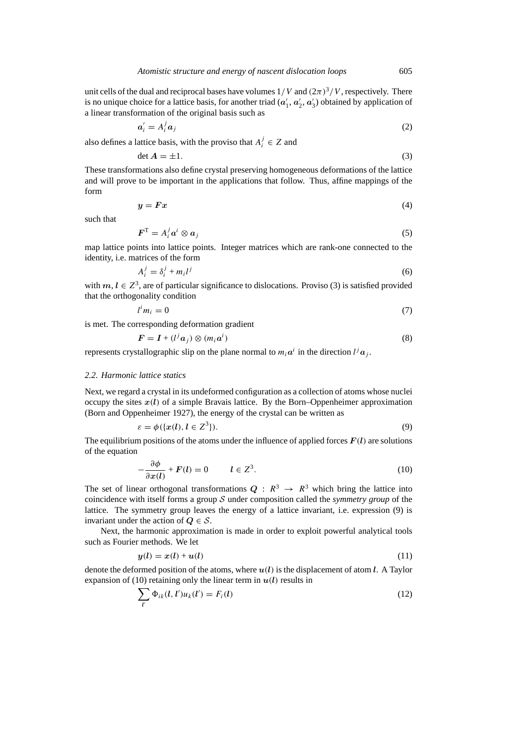unit cells of the dual and reciprocal bases have volumes $1/V$ and $(2\pi)^3/V$, respectively. There is no unique choice for a lattice basis, for another triad $(\boldsymbol{a}_1', \boldsymbol{a}_2', \boldsymbol{a}_3')$ obtained by application of a linear transformation of the original basis such as

$$\boldsymbol{a}_i' = A_i^j \boldsymbol{a}_j \tag{2}$$

also defines a lattice basis, with the proviso that $A_i^j \in Z$ and

$$\det \boldsymbol{A} = \pm 1. \tag{3}$$

These transformations also define crystal preserving homogeneous deformations of the lattice and will prove to be important in the applications that follow. Thus, affine mappings of the form

$$\boldsymbol{y} = \boldsymbol{F}\boldsymbol{x} \tag{4}$$

such that

$$\boldsymbol{F}^{\mathrm{T}} = A_i^j \boldsymbol{a}^i \otimes \boldsymbol{a}_j \tag{5}$$

map lattice points into lattice points. Integer matrices which are rank-one connected to the identity, i.e. matrices of the form

$$A_i^j = \delta_i^j + m_i l^j \tag{6}$$

with $\boldsymbol{m}, \boldsymbol{l} \in Z^3$, are of particular significance to dislocations. Proviso (3) is satisfied provided that the orthogonality condition

$$l^i m_i = 0 \tag{7}$$

is met. The corresponding deformation gradient

$$\boldsymbol{F} = \boldsymbol{I} + (l^j \boldsymbol{a}_j) \otimes (m_i \boldsymbol{a}^i) \tag{8}$$

represents crystallographic slip on the plane normal to $m_i \boldsymbol{a}^i$ in the direction $l^j \boldsymbol{a}_j$.

### 2.2. *Harmonic lattice statics*

Next, we regard a crystal in its undeformed configuration as a collection of atoms whose nuclei occupy the sites $\boldsymbol{x}(\boldsymbol{l})$ of a simple Bravais lattice. By the Born–Oppenheimer approximation (Born and Oppenheimer 1927), the energy of the crystal can be written as

$$\varepsilon = \phi(\{\boldsymbol{x}(\boldsymbol{l}), \boldsymbol{l} \in Z^3\}). \tag{9}$$

The equilibrium positions of the atoms under the influence of applied forces $\boldsymbol{F}(\boldsymbol{l})$ are solutions of the equation

$$-\frac{\partial \phi}{\partial \boldsymbol{x}(\boldsymbol{l})} + \boldsymbol{F}(\boldsymbol{l}) = 0 \qquad \boldsymbol{l} \in Z^3. \tag{10}$$

The set of linear orthogonal transformations $\boldsymbol{Q} : R^3 \to R^3$ which bring the lattice into coincidence with itself forms a group $\mathcal{S}$ under composition called the *symmetry group* of the lattice. The symmetry group leaves the energy of a lattice invariant, i.e. expression (9) is invariant under the action of $\boldsymbol{Q} \in \mathcal{S}$.

Next, the harmonic approximation is made in order to exploit powerful analytical tools such as Fourier methods. We let

$$\boldsymbol{y}(\boldsymbol{l}) = \boldsymbol{x}(\boldsymbol{l}) + \boldsymbol{u}(\boldsymbol{l}) \tag{11}$$

denote the deformed position of the atoms, where $\boldsymbol{u}(\boldsymbol{l})$ is the displacement of atom $\boldsymbol{l}$. A Taylor expansion of (10) retaining only the linear term in $\boldsymbol{u}(\boldsymbol{l})$ results in

$$\sum_{\boldsymbol{l}'} \Phi_{ik}(\boldsymbol{l}, \boldsymbol{l}') u_k(\boldsymbol{l}') = F_i(\boldsymbol{l}) \tag{12}$$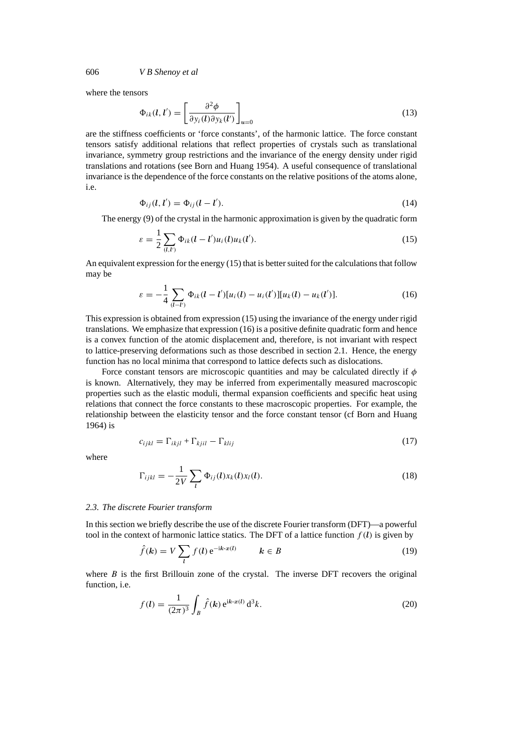where the tensors

$$\Phi_{ik}(\boldsymbol{l}, \boldsymbol{l}') = \left[ \frac{\partial^2 \phi}{\partial y_i(\boldsymbol{l}) \partial y_k(\boldsymbol{l}')} \right]_{\boldsymbol{u}=0} \tag{13}$$

are the stiffness coefficients or 'force constants', of the harmonic lattice. The force constant tensors satisfy additional relations that reflect properties of crystals such as translational invariance, symmetry group restrictions and the invariance of the energy density under rigid translations and rotations (see Born and Huang 1954). A useful consequence of translational invariance is the dependence of the force constants on the relative positions of the atoms alone, i.e.

$$\Phi_{ij}(\boldsymbol{l}, \boldsymbol{l}') = \Phi_{ij}(\boldsymbol{l} - \boldsymbol{l}'). \tag{14}$$

The energy (9) of the crystal in the harmonic approximation is given by the quadratic form

$$\varepsilon = \frac{1}{2} \sum_{(\boldsymbol{l}, \boldsymbol{l}')} \Phi_{ik}(\boldsymbol{l} - \boldsymbol{l}') u_i(\boldsymbol{l}) u_k(\boldsymbol{l}'). \tag{15}$$

An equivalent expression for the energy (15) that is better suited for the calculations that follow may be

$$\varepsilon = -\frac{1}{4} \sum_{(\boldsymbol{l} - \boldsymbol{l}')} \Phi_{ik}(\boldsymbol{l} - \boldsymbol{l}') [u_i(\boldsymbol{l}) - u_i(\boldsymbol{l}')][u_k(\boldsymbol{l}) - u_k(\boldsymbol{l}')]. \tag{16}$$

This expression is obtained from expression (15) using the invariance of the energy under rigid translations. We emphasize that expression (16) is a positive definite quadratic form and hence is a convex function of the atomic displacement and, therefore, is not invariant with respect to lattice-preserving deformations such as those described in section 2.1. Hence, the energy function has no local minima that correspond to lattice defects such as dislocations.

Force constant tensors are microscopic quantities and may be calculated directly if $\phi$ is known. Alternatively, they may be inferred from experimentally measured macroscopic properties such as the elastic moduli, thermal expansion coefficients and specific heat using relations that connect the force constants to these macroscopic properties. For example, the relationship between the elasticity tensor and the force constant tensor (cf Born and Huang 1964) is

$$c_{ijkl} = \Gamma_{ikjl} + \Gamma_{kjil} - \Gamma_{klij} \tag{17}$$

where

$$\Gamma_{ijkl} = -\frac{1}{2V} \sum_{\boldsymbol{l}} \Phi_{ij}(\boldsymbol{l}) x_k(\boldsymbol{l}) x_l(\boldsymbol{l}). \tag{18}$$

### *2.3. The discrete Fourier transform*

In this section we briefly describe the use of the discrete Fourier transform (DFT)—a powerful tool in the context of harmonic lattice statics. The DFT of a lattice function $f(\boldsymbol{l})$ is given by

$$\hat{f}(\boldsymbol{k}) = V \sum_{\boldsymbol{l}} f(\boldsymbol{l})\, \mathrm{e}^{-\mathrm{i}\boldsymbol{k} \cdot \boldsymbol{x}(\boldsymbol{l})} \qquad \boldsymbol{k} \in B \tag{19}$$

where $B$ is the first Brillouin zone of the crystal. The inverse DFT recovers the original function, i.e.

$$f(\boldsymbol{l}) = \frac{1}{(2\pi)^3} \int_B \hat{f}(\boldsymbol{k})\, \mathrm{e}^{\mathrm{i}\boldsymbol{k} \cdot \boldsymbol{x}(\boldsymbol{l})}\, \mathrm{d}^3 k. \tag{20}$$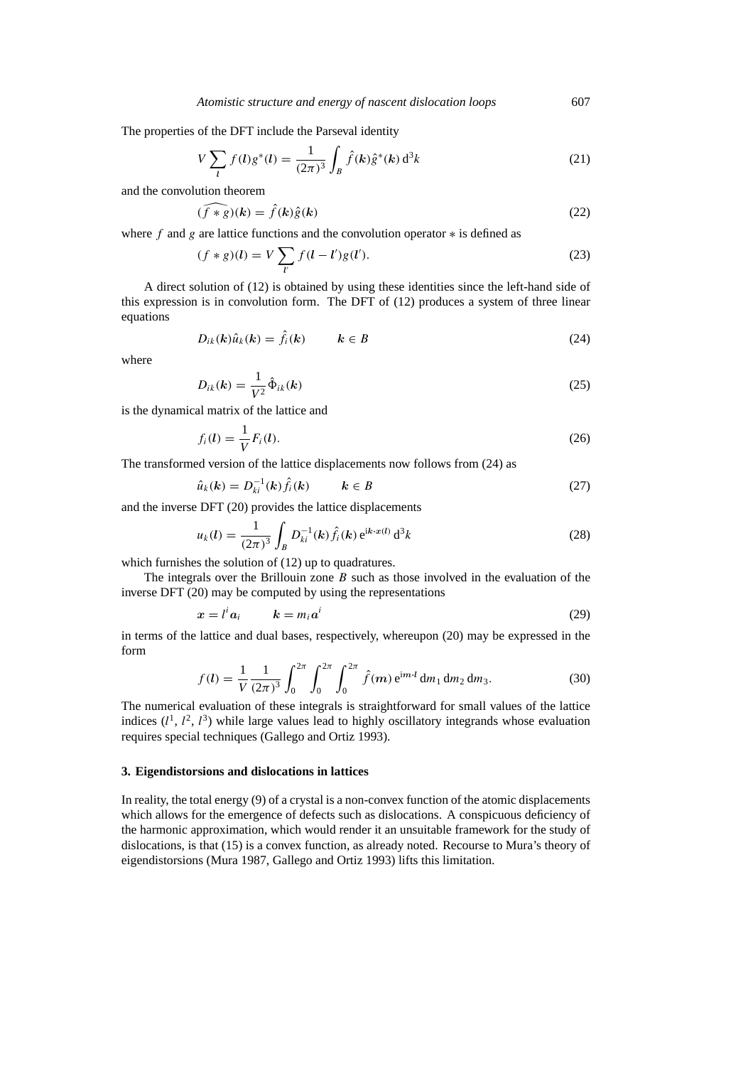The properties of the DFT include the Parseval identity

$$V \sum_{l} f(l) g^*(l) = \frac{1}{(2\pi)^3} \int_B \hat{f}(k) \hat{g}^*(k) \, \mathrm{d}^3 k \tag{21}$$

and the convolution theorem

$$\widehat{(f * g)}(k) = \hat{f}(k) \hat{g}(k) \tag{22}$$

where $f$ and $g$ are lattice functions and the convolution operator $*$ is defined as

$$(f * g)(l) = V \sum_{l'} f(l - l') g(l'). \tag{23}$$

A direct solution of (12) is obtained by using these identities since the left-hand side of this expression is in convolution form. The DFT of (12) produces a system of three linear equations

$$D_{ik}(k) \hat{u}_k(k) = \hat{f}_i(k) \qquad k \in B \tag{24}$$

where

$$D_{ik}(k) = \frac{1}{V^2} \hat{\Phi}_{ik}(k) \tag{25}$$

is the dynamical matrix of the lattice and

$$f_i(l) = \frac{1}{V} F_i(l). \tag{26}$$

The transformed version of the lattice displacements now follows from (24) as

$$\hat{u}_k(k) = D_{ki}^{-1}(k) \hat{f}_i(k) \qquad k \in B \tag{27}$$

and the inverse DFT (20) provides the lattice displacements

$$u_k(l) = \frac{1}{(2\pi)^3} \int_B D_{ki}^{-1}(k) \hat{f}_i(k) \, \mathrm{e}^{\mathrm{i} k \cdot x(l)} \, \mathrm{d}^3 k \tag{28}$$

which furnishes the solution of (12) up to quadratures.

The integrals over the Brillouin zone $B$ such as those involved in the evaluation of the inverse DFT (20) may be computed by using the representations

$$x = l^i a_i \qquad k = m_i a^i \tag{29}$$

in terms of the lattice and dual bases, respectively, whereupon (20) may be expressed in the form

$$f(l) = \frac{1}{V} \frac{1}{(2\pi)^3} \int_0^{2\pi} \int_0^{2\pi} \int_0^{2\pi} \hat{f}(m) \, \mathrm{e}^{\mathrm{i} m \cdot l} \, \mathrm{d}m_1 \, \mathrm{d}m_2 \, \mathrm{d}m_3. \tag{30}$$

The numerical evaluation of these integrals is straightforward for small values of the lattice indices ($l^1$, $l^2$, $l^3$) while large values lead to highly oscillatory integrands whose evaluation requires special techniques (Gallego and Ortiz 1993).

### 3. Eigendistorsions and dislocations in lattices

In reality, the total energy (9) of a crystal is a non-convex function of the atomic displacements which allows for the emergence of defects such as dislocations. A conspicuous deficiency of the harmonic approximation, which would render it an unsuitable framework for the study of dislocations, is that (15) is a convex function, as already noted. Recourse to Mura's theory of eigendistorsions (Mura 1987, Gallego and Ortiz 1993) lifts this limitation.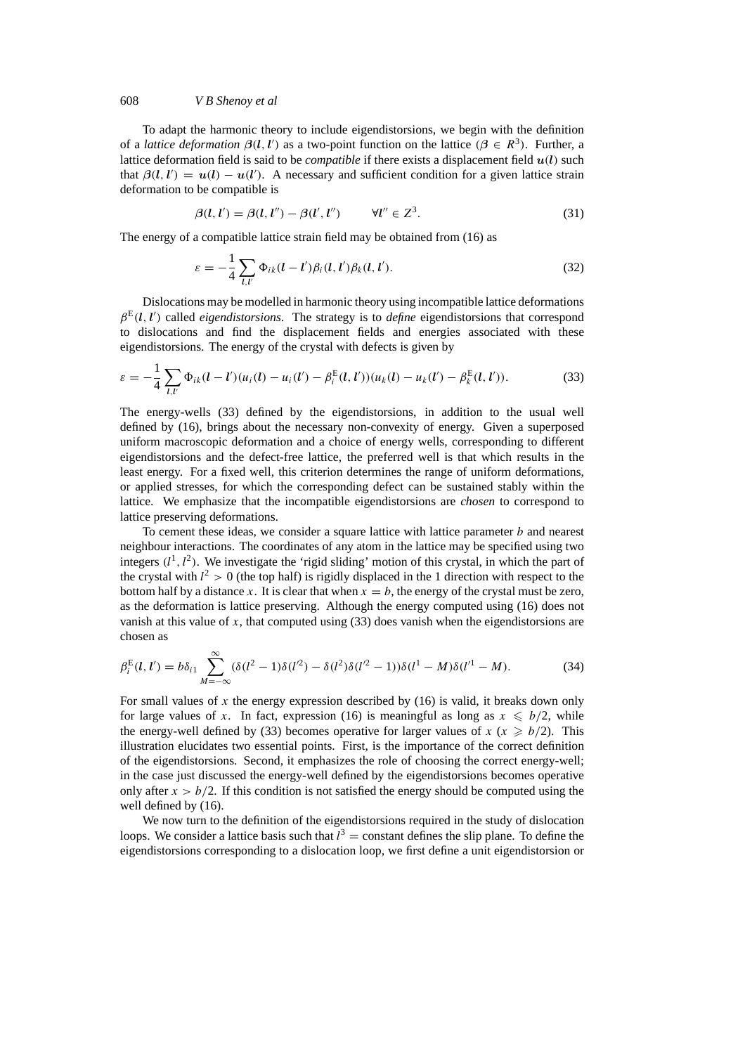To adapt the harmonic theory to include eigendistorsions, we begin with the definition of a *lattice deformation* $\boldsymbol{\beta}(\boldsymbol{l}, \boldsymbol{l}')$ as a two-point function on the lattice ($\boldsymbol{\beta} \in R^3$). Further, a lattice deformation field is said to be *compatible* if there exists a displacement field $\boldsymbol{u}(\boldsymbol{l})$ such that $\boldsymbol{\beta}(\boldsymbol{l}, \boldsymbol{l}') = \boldsymbol{u}(\boldsymbol{l}) - \boldsymbol{u}(\boldsymbol{l}')$. A necessary and sufficient condition for a given lattice strain deformation to be compatible is

$$\boldsymbol{\beta}(\boldsymbol{l}, \boldsymbol{l}') = \boldsymbol{\beta}(\boldsymbol{l}, \boldsymbol{l}'') - \boldsymbol{\beta}(\boldsymbol{l}', \boldsymbol{l}'') \qquad \forall \boldsymbol{l}'' \in Z^3. \tag{31}$$

The energy of a compatible lattice strain field may be obtained from (16) as

$$\varepsilon = -\frac{1}{4} \sum_{\boldsymbol{l}, \boldsymbol{l}'} \Phi_{ik}(\boldsymbol{l} - \boldsymbol{l}') \beta_i(\boldsymbol{l}, \boldsymbol{l}') \beta_k(\boldsymbol{l}, \boldsymbol{l}'). \tag{32}$$

Dislocations may be modelled in harmonic theory using incompatible lattice deformations $\beta^{\mathrm{E}}(\boldsymbol{l}, \boldsymbol{l}')$ called *eigendistorsions*. The strategy is to *define* eigendistorsions that correspond to dislocations and find the displacement fields and energies associated with these eigendistorsions. The energy of the crystal with defects is given by

$$\varepsilon = -\frac{1}{4} \sum_{\boldsymbol{l}, \boldsymbol{l}'} \Phi_{ik}(\boldsymbol{l} - \boldsymbol{l}')(u_i(\boldsymbol{l}) - u_i(\boldsymbol{l}') - \beta_i^{\mathrm{E}}(\boldsymbol{l}, \boldsymbol{l}'))(u_k(\boldsymbol{l}) - u_k(\boldsymbol{l}') - \beta_k^{\mathrm{E}}(\boldsymbol{l}, \boldsymbol{l}')). \tag{33}$$

The energy-wells (33) defined by the eigendistorsions, in addition to the usual well defined by (16), brings about the necessary non-convexity of energy. Given a superposed uniform macroscopic deformation and a choice of energy wells, corresponding to different eigendistorsions and the defect-free lattice, the preferred well is that which results in the least energy. For a fixed well, this criterion determines the range of uniform deformations, or applied stresses, for which the corresponding defect can be sustained stably within the lattice. We emphasize that the incompatible eigendistorsions are *chosen* to correspond to lattice preserving deformations.

To cement these ideas, we consider a square lattice with lattice parameter $b$ and nearest neighbour interactions. The coordinates of any atom in the lattice may be specified using two integers $(l^1, l^2)$. We investigate the 'rigid sliding' motion of this crystal, in which the part of the crystal with $l^2 > 0$ (the top half) is rigidly displaced in the 1 direction with respect to the bottom half by a distance $x$. It is clear that when $x = b$, the energy of the crystal must be zero, as the deformation is lattice preserving. Although the energy computed using (16) does not vanish at this value of $x$, that computed using (33) does vanish when the eigendistorsions are chosen as

$$\beta_i^{\mathrm{E}}(\boldsymbol{l}, \boldsymbol{l}') = b\delta_{i1} \sum_{M=-\infty}^{\infty} (\delta(l^2 - 1)\delta(l'^2) - \delta(l^2)\delta(l'^2 - 1))\delta(l^1 - M)\delta(l'^1 - M). \tag{34}$$

For small values of $x$ the energy expression described by (16) is valid, it breaks down only for large values of $x$. In fact, expression (16) is meaningful as long as $x \leqslant b/2$, while the energy-well defined by (33) becomes operative for larger values of $x$ ($x \geqslant b/2$). This illustration elucidates two essential points. First, is the importance of the correct definition of the eigendistorsions. Second, it emphasizes the role of choosing the correct energy-well; in the case just discussed the energy-well defined by the eigendistorsions becomes operative only after $x > b/2$. If this condition is not satisfied the energy should be computed using the well defined by (16).

We now turn to the definition of the eigendistorsions required in the study of dislocation loops. We consider a lattice basis such that $l^3 =$ constant defines the slip plane. To define the eigendistorsions corresponding to a dislocation loop, we first define a unit eigendistorsion or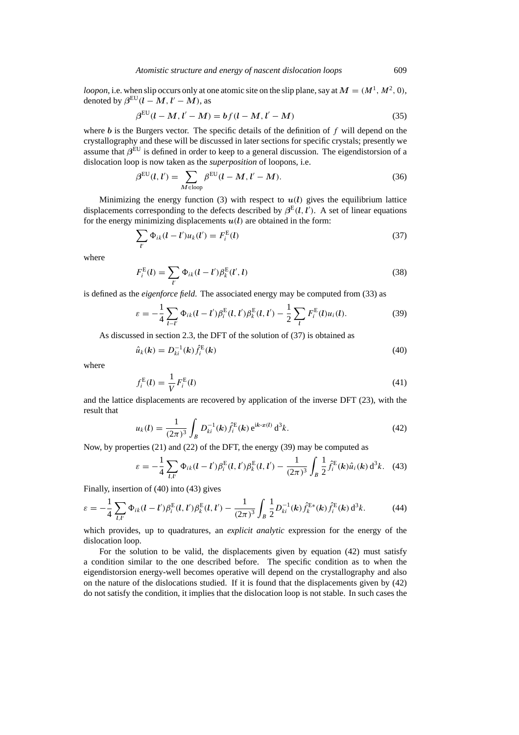*loopon*, i.e. when slip occurs only at one atomic site on the slip plane, say at $\boldsymbol{M} = (M^1, M^2, 0)$, denoted by $\boldsymbol{\beta}^{\mathrm{EU}}(\boldsymbol{l} - \boldsymbol{M}, \boldsymbol{l}' - \boldsymbol{M})$, as

$$\boldsymbol{\beta}^{\mathrm{EU}}(\boldsymbol{l} - \boldsymbol{M}, \boldsymbol{l}' - \boldsymbol{M}) = \boldsymbol{b} f(\boldsymbol{l} - \boldsymbol{M}, \boldsymbol{l}' - \boldsymbol{M}) \tag{35}$$

where $\boldsymbol{b}$ is the Burgers vector. The specific details of the definition of $f$ will depend on the crystallography and these will be discussed in later sections for specific crystals; presently we assume that $\boldsymbol{\beta}^{\mathrm{EU}}$ is defined in order to keep to a general discussion. The eigendistorsion of a dislocation loop is now taken as the *superposition* of loopons, i.e.

$$\boldsymbol{\beta}^{\mathrm{EU}}(\boldsymbol{l}, \boldsymbol{l}') = \sum_{\boldsymbol{M} \in \text{loop}} \boldsymbol{\beta}^{\mathrm{EU}}(\boldsymbol{l} - \boldsymbol{M}, \boldsymbol{l}' - \boldsymbol{M}). \tag{36}$$

Minimizing the energy function (3) with respect to $\boldsymbol{u}(\boldsymbol{l})$ gives the equilibrium lattice displacements corresponding to the defects described by $\boldsymbol{\beta}^{\mathrm{E}}(\boldsymbol{l}, \boldsymbol{l}')$. A set of linear equations for the energy minimizing displacements $\boldsymbol{u}(\boldsymbol{l})$ are obtained in the form:

$$\sum_{\boldsymbol{l}'} \Phi_{ik}(\boldsymbol{l} - \boldsymbol{l}') u_k(\boldsymbol{l}') = F_i^{\mathrm{E}}(\boldsymbol{l}) \tag{37}$$

where

$$F_i^{\mathrm{E}}(\boldsymbol{l}) = \sum_{\boldsymbol{l}'} \Phi_{ik}(\boldsymbol{l} - \boldsymbol{l}') \beta_k^{\mathrm{E}}(\boldsymbol{l}', \boldsymbol{l}) \tag{38}$$

is defined as the *eigenforce field*. The associated energy may be computed from (33) as

$$\varepsilon = -\frac{1}{4} \sum_{\boldsymbol{l}-\boldsymbol{l}'} \Phi_{ik}(\boldsymbol{l} - \boldsymbol{l}') \beta_i^{\mathrm{E}}(\boldsymbol{l}, \boldsymbol{l}') \beta_k^{\mathrm{E}}(\boldsymbol{l}, \boldsymbol{l}') - \frac{1}{2} \sum_{\boldsymbol{l}} F_i^{\mathrm{E}}(\boldsymbol{l}) u_i(\boldsymbol{l}). \tag{39}$$

As discussed in section 2.3, the DFT of the solution of (37) is obtained as

$$\hat{u}_k(\boldsymbol{k}) = D_{ki}^{-1}(\boldsymbol{k}) \hat{f}_i^{\mathrm{E}}(\boldsymbol{k}) \tag{40}$$

where

$$f_i^{\mathrm{E}}(\boldsymbol{l}) = \frac{1}{V} F_i^{\mathrm{E}}(\boldsymbol{l}) \tag{41}$$

and the lattice displacements are recovered by application of the inverse DFT (23), with the result that

$$u_k(\boldsymbol{l}) = \frac{1}{(2\pi)^3} \int_B D_{ki}^{-1}(\boldsymbol{k}) \hat{f}_i^{\mathrm{E}}(\boldsymbol{k}) \, \mathrm{e}^{\mathrm{i}\boldsymbol{k} \cdot \boldsymbol{x}(\boldsymbol{l})} \, \mathrm{d}^3 k. \tag{42}$$

Now, by properties (21) and (22) of the DFT, the energy (39) may be computed as

$$\varepsilon = -\frac{1}{4} \sum_{\boldsymbol{l}, \boldsymbol{l}'} \Phi_{ik}(\boldsymbol{l} - \boldsymbol{l}') \beta_i^{\mathrm{E}}(\boldsymbol{l}, \boldsymbol{l}') \beta_k^{\mathrm{E}}(\boldsymbol{l}, \boldsymbol{l}') - \frac{1}{(2\pi)^3} \int_B \frac{1}{2} \hat{f}_i^{\mathrm{E}}(\boldsymbol{k}) \hat{u}_i(\boldsymbol{k}) \, \mathrm{d}^3 k. \tag{43}$$

Finally, insertion of (40) into (43) gives

$$\varepsilon = -\frac{1}{4} \sum_{\boldsymbol{l}, \boldsymbol{l}'} \Phi_{ik}(\boldsymbol{l} - \boldsymbol{l}') \beta_i^{\mathrm{E}}(\boldsymbol{l}, \boldsymbol{l}') \beta_k^{\mathrm{E}}(\boldsymbol{l}, \boldsymbol{l}') - \frac{1}{(2\pi)^3} \int_B \frac{1}{2} D_{ki}^{-1}(\boldsymbol{k}) \hat{f}_k^{\mathrm{E}*}(\boldsymbol{k}) \hat{f}_i^{\mathrm{E}}(\boldsymbol{k}) \, \mathrm{d}^3 k. \tag{44}$$

which provides, up to quadratures, an *explicit analytic* expression for the energy of the dislocation loop.

For the solution to be valid, the displacements given by equation (42) must satisfy a condition similar to the one described before. The specific condition as to when the eigendistorsion energy-well becomes operative will depend on the crystallography and also on the nature of the dislocations studied. If it is found that the displacements given by (42) do not satisfy the condition, it implies that the dislocation loop is not stable. In such cases the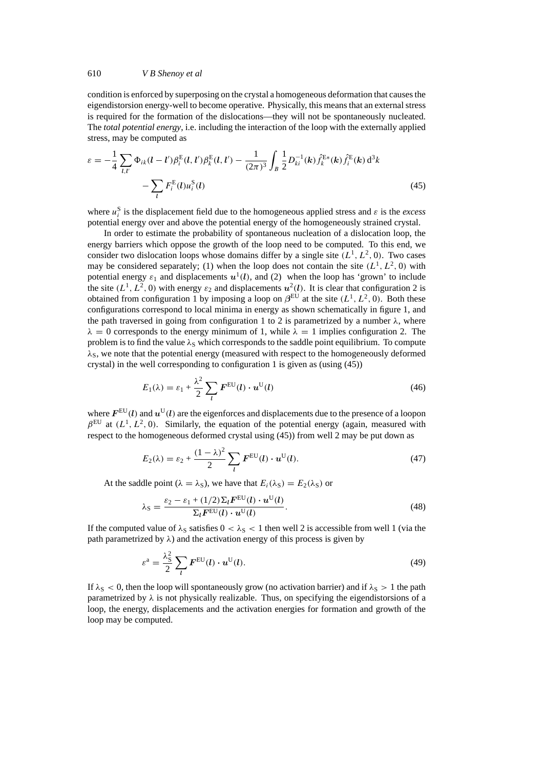condition is enforced by superposing on the crystal a homogeneous deformation that causes the eigendistorsion energy-well to become operative. Physically, this means that an external stress is required for the formation of the dislocations—they will not be spontaneously nucleated. The *total potential energy*, i.e. including the interaction of the loop with the externally applied stress, may be computed as

$$\varepsilon = -\frac{1}{4}\sum_{l,l'} \Phi_{ik}(l-l')\beta_i^{\mathrm{E}}(l,l')\beta_k^{\mathrm{E}}(l,l') - \frac{1}{(2\pi)^3}\int_B \frac{1}{2} D_{ki}^{-1}(k)\hat{f}_k^{\mathrm{E}*}(k)\hat{f}_i^{\mathrm{E}}(k)\,\mathrm{d}^3k$$
$$- \sum_l F_i^{\mathrm{E}}(l)u_i^{\mathrm{S}}(l) \tag{45}$$

where $u_i^{\mathrm{S}}$ is the displacement field due to the homogeneous applied stress and $\varepsilon$ is the *excess* potential energy over and above the potential energy of the homogeneously strained crystal.

In order to estimate the probability of spontaneous nucleation of a dislocation loop, the energy barriers which oppose the growth of the loop need to be computed. To this end, we consider two dislocation loops whose domains differ by a single site $(L^1, L^2, 0)$. Two cases may be considered separately; (1) when the loop does not contain the site $(L^1, L^2, 0)$ with potential energy $\varepsilon_1$ and displacements $u^1(l)$, and (2) when the loop has 'grown' to include the site $(L^1, L^2, 0)$ with energy $\varepsilon_2$ and displacements $u^2(l)$. It is clear that configuration 2 is obtained from configuration 1 by imposing a loop on $\beta^{\mathrm{EU}}$ at the site $(L^1, L^2, 0)$. Both these configurations correspond to local minima in energy as shown schematically in figure 1, and the path traversed in going from configuration 1 to 2 is parametrized by a number $\lambda$, where $\lambda = 0$ corresponds to the energy minimum of 1, while $\lambda = 1$ implies configuration 2. The problem is to find the value $\lambda_{\mathrm{S}}$ which corresponds to the saddle point equilibrium. To compute $\lambda_{\mathrm{S}}$, we note that the potential energy (measured with respect to the homogeneously deformed crystal) in the well corresponding to configuration 1 is given as (using (45))

$$E_1(\lambda) = \varepsilon_1 + \frac{\lambda^2}{2}\sum_l F^{\mathrm{EU}}(l)\cdot u^{\mathrm{U}}(l) \tag{46}$$

where $F^{\mathrm{EU}}(l)$ and $u^{\mathrm{U}}(l)$ are the eigenforces and displacements due to the presence of a loopon $\beta^{\mathrm{EU}}$ at $(L^1, L^2, 0)$. Similarly, the equation of the potential energy (again, measured with respect to the homogeneous deformed crystal using (45)) from well 2 may be put down as

$$E_2(\lambda) = \varepsilon_2 + \frac{(1-\lambda)^2}{2}\sum_l F^{\mathrm{EU}}(l)\cdot u^{\mathrm{U}}(l). \tag{47}$$

At the saddle point ($\lambda = \lambda_{\mathrm{S}}$), we have that $E_i(\lambda_{\mathrm{S}}) = E_2(\lambda_{\mathrm{S}})$ or

$$\lambda_{\mathrm{S}} = \frac{\varepsilon_2 - \varepsilon_1 + (1/2)\Sigma_l F^{\mathrm{EU}}(l)\cdot u^{\mathrm{U}}(l)}{\Sigma_l F^{\mathrm{EU}}(l)\cdot u^{\mathrm{U}}(l)}. \tag{48}$$

If the computed value of $\lambda_{\mathrm{S}}$ satisfies $0 < \lambda_{\mathrm{S}} < 1$ then well 2 is accessible from well 1 (via the path parametrized by $\lambda$) and the activation energy of this process is given by

$$\varepsilon^{\mathrm{a}} = \frac{\lambda_{\mathrm{S}}^2}{2}\sum_l F^{\mathrm{EU}}(l)\cdot u^{\mathrm{U}}(l). \tag{49}$$

If $\lambda_{\mathrm{S}} < 0$, then the loop will spontaneously grow (no activation barrier) and if $\lambda_{\mathrm{S}} > 1$ the path parametrized by $\lambda$ is not physically realizable. Thus, on specifying the eigendistorsions of a loop, the energy, displacements and the activation energies for formation and growth of the loop may be computed.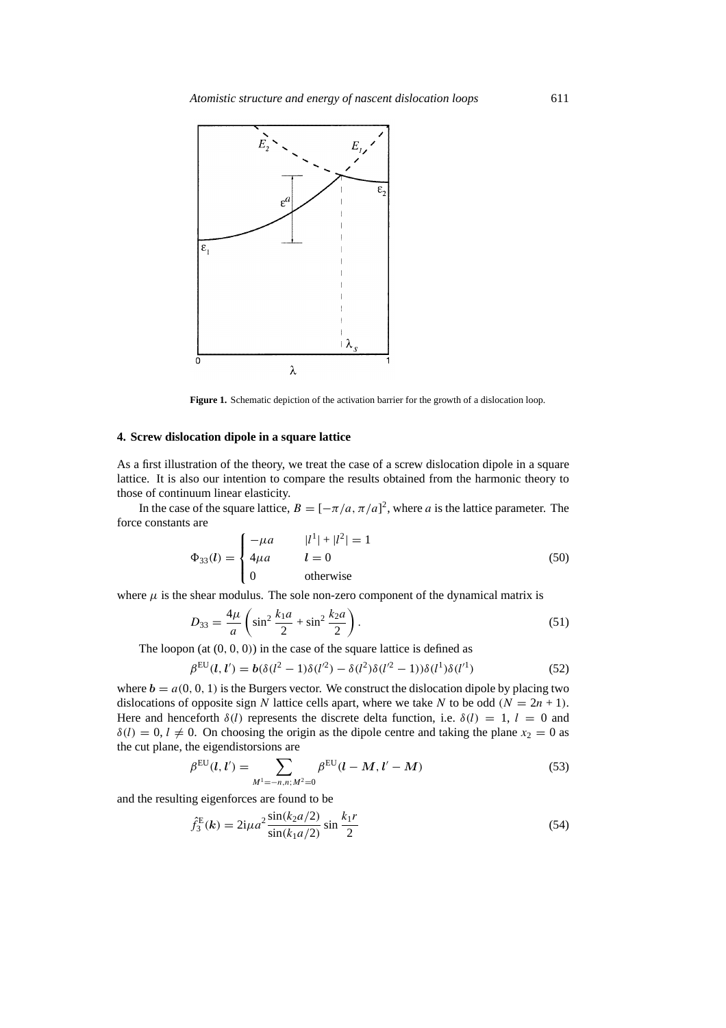Figure 1. Schematic depiction of the activation barrier for the growth of a dislocation loop.

## 4. Screw dislocation dipole in a square lattice

As a first illustration of the theory, we treat the case of a screw dislocation dipole in a square lattice. It is also our intention to compare the results obtained from the harmonic theory to those of continuum linear elasticity.

In the case of the square lattice, $B = [-\pi/a, \pi/a]^2$, where $a$ is the lattice parameter. The force constants are

$$\Phi_{33}(\boldsymbol{l}) = \begin{cases} -\mu a & |l^1| + |l^2| = 1 \\ 4\mu a & \boldsymbol{l} = 0 \\ 0 & \text{otherwise} \end{cases} \tag{50}$$

where $\mu$ is the shear modulus. The sole non-zero component of the dynamical matrix is

$$D_{33} = \frac{4\mu}{a}\left(\sin^2\frac{k_1 a}{2} + \sin^2\frac{k_2 a}{2}\right). \tag{51}$$

The loopon (at $(0, 0, 0)$) in the case of the square lattice is defined as

$$\beta^{\text{EU}}(\boldsymbol{l}, \boldsymbol{l}') = \boldsymbol{b}(\delta(l^2 - 1)\delta(l'^2) - \delta(l^2)\delta(l'^2 - 1))\delta(l^1)\delta(l'^1) \tag{52}$$

where $\boldsymbol{b} = a(0, 0, 1)$ is the Burgers vector. We construct the dislocation dipole by placing two dislocations of opposite sign $N$ lattice cells apart, where we take $N$ to be odd ($N = 2n + 1$). Here and henceforth $\delta(l)$ represents the discrete delta function, i.e. $\delta(l) = 1$, $l = 0$ and $\delta(l) = 0$, $l \neq 0$. On choosing the origin as the dipole centre and taking the plane $x_2 = 0$ as the cut plane, the eigendistorsions are

$$\beta^{\text{EU}}(\boldsymbol{l}, \boldsymbol{l}') = \sum_{M^1=-n,n;\, M^2=0} \beta^{\text{EU}}(\boldsymbol{l} - \boldsymbol{M}, \boldsymbol{l}' - \boldsymbol{M}) \tag{53}$$

and the resulting eigenforces are found to be

$$\hat{f}_3^{\text{E}}(\boldsymbol{k}) = 2\mathrm{i}\mu a^2 \frac{\sin(k_2 a/2)}{\sin(k_1 a/2)} \sin\frac{k_1 r}{2} \tag{54}$$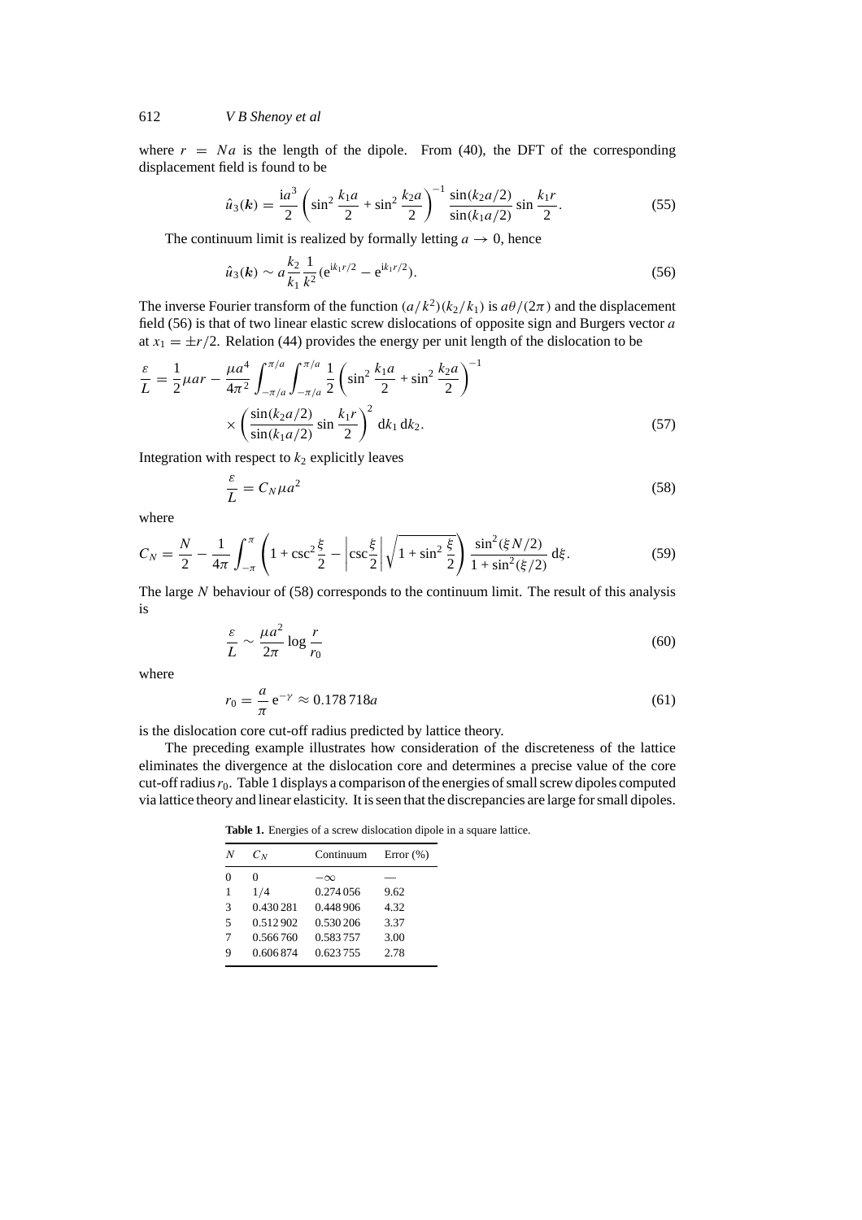where $r = Na$ is the length of the dipole. From (40), the DFT of the corresponding displacement field is found to be

$$\hat{u}_3(\boldsymbol{k}) = \frac{\mathrm{i}a^3}{2}\left(\sin^2\frac{k_1 a}{2} + \sin^2\frac{k_2 a}{2}\right)^{-1}\frac{\sin(k_2 a/2)}{\sin(k_1 a/2)}\sin\frac{k_1 r}{2}. \tag{55}$$

The continuum limit is realized by formally letting $a \to 0$, hence

$$\hat{u}_3(\boldsymbol{k}) \sim a\frac{k_2}{k_1}\frac{1}{k^2}(\mathrm{e}^{\mathrm{i}k_1 r/2} - \mathrm{e}^{\mathrm{i}k_1 r/2}). \tag{56}$$

The inverse Fourier transform of the function $(a/k^2)(k_2/k_1)$ is $a\theta/(2\pi)$ and the displacement field (56) is that of two linear elastic screw dislocations of opposite sign and Burgers vector $a$ at $x_1 = \pm r/2$. Relation (44) provides the energy per unit length of the dislocation to be

$$\frac{\varepsilon}{L} = \frac{1}{2}\mu a r - \frac{\mu a^4}{4\pi^2}\int_{-\pi/a}^{\pi/a}\int_{-\pi/a}^{\pi/a}\frac{1}{2}\left(\sin^2\frac{k_1 a}{2} + \sin^2\frac{k_2 a}{2}\right)^{-1} \times\left(\frac{\sin(k_2 a/2)}{\sin(k_1 a/2)}\sin\frac{k_1 r}{2}\right)^2 \mathrm{d}k_1\,\mathrm{d}k_2. \tag{57}$$

Integration with respect to $k_2$ explicitly leaves

$$\frac{\varepsilon}{L} = C_N \mu a^2 \tag{58}$$

where

$$C_N = \frac{N}{2} - \frac{1}{4\pi}\int_{-\pi}^{\pi}\left(1 + \csc^2\frac{\xi}{2} - \left|\csc\frac{\xi}{2}\right|\sqrt{1+\sin^2\frac{\xi}{2}}\right)\frac{\sin^2(\xi N/2)}{1+\sin^2(\xi/2)}\,\mathrm{d}\xi. \tag{59}$$

The large $N$ behaviour of (58) corresponds to the continuum limit. The result of this analysis is

$$\frac{\varepsilon}{L} \sim \frac{\mu a^2}{2\pi}\log\frac{r}{r_0} \tag{60}$$

where

$$r_0 = \frac{a}{\pi}\,\mathrm{e}^{-\gamma} \approx 0.178\,718a \tag{61}$$

is the dislocation core cut-off radius predicted by lattice theory.

The preceding example illustrates how consideration of the discreteness of the lattice eliminates the divergence at the dislocation core and determines a precise value of the core cut-off radius $r_0$. Table 1 displays a comparison of the energies of small screw dipoles computed via lattice theory and linear elasticity. It is seen that the discrepancies are large for small dipoles.

**Table 1.** Energies of a screw dislocation dipole in a square lattice.

| $N$ | $C_N$ | Continuum | Error (%) |
|---|---|---|---|
| 0 | 0 | $-\infty$ | — |
| 1 | 1/4 | 0.274 056 | 9.62 |
| 3 | 0.430 281 | 0.448 906 | 4.32 |
| 5 | 0.512 902 | 0.530 206 | 3.37 |
| 7 | 0.566 760 | 0.583 757 | 3.00 |
| 9 | 0.606 874 | 0.623 755 | 2.78 |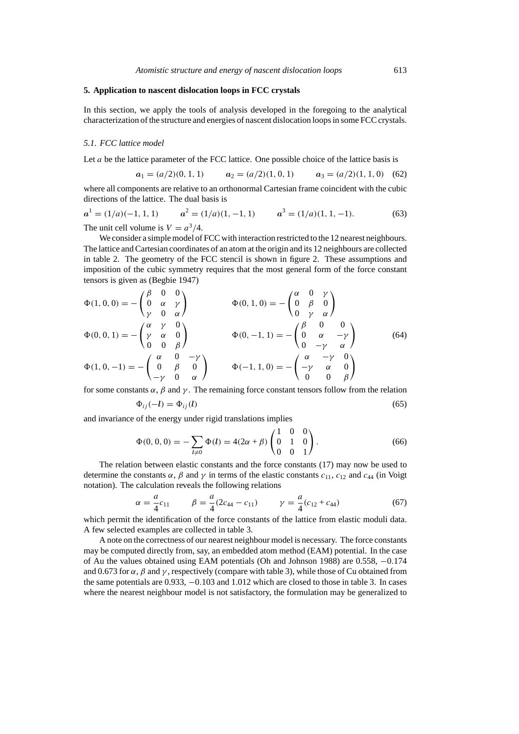## 5. Application to nascent dislocation loops in FCC crystals

In this section, we apply the tools of analysis developed in the foregoing to the analytical characterization of the structure and energies of nascent dislocation loops in some FCC crystals.

### 5.1. FCC lattice model

Let $a$ be the lattice parameter of the FCC lattice. One possible choice of the lattice basis is

$$\boldsymbol{a}_1 = (a/2)(0, 1, 1) \qquad \boldsymbol{a}_2 = (a/2)(1, 0, 1) \qquad \boldsymbol{a}_3 = (a/2)(1, 1, 0) \tag{62}$$

where all components are relative to an orthonormal Cartesian frame coincident with the cubic directions of the lattice. The dual basis is

$$\boldsymbol{a}^1 = (1/a)(-1, 1, 1) \qquad \boldsymbol{a}^2 = (1/a)(1, -1, 1) \qquad \boldsymbol{a}^3 = (1/a)(1, 1, -1). \tag{63}$$

The unit cell volume is $V = a^3/4$.

We consider a simple model of FCC with interaction restricted to the 12 nearest neighbours. The lattice and Cartesian coordinates of an atom at the origin and its 12 neighbours are collected in table 2. The geometry of the FCC stencil is shown in figure 2. These assumptions and imposition of the cubic symmetry requires that the most general form of the force constant tensors is given as (Begbie 1947)

$$\begin{aligned}
\Phi(1,0,0) &= -\begin{pmatrix} \beta & 0 & 0 \\ 0 & \alpha & \gamma \\ \gamma & 0 & \alpha \end{pmatrix} \qquad &\Phi(0,1,0) &= -\begin{pmatrix} \alpha & 0 & \gamma \\ 0 & \beta & 0 \\ 0 & \gamma & \alpha \end{pmatrix} \\
\Phi(0,0,1) &= -\begin{pmatrix} \alpha & \gamma & 0 \\ \gamma & \alpha & 0 \\ 0 & 0 & \beta \end{pmatrix} \qquad &\Phi(0,-1,1) &= -\begin{pmatrix} \beta & 0 & 0 \\ 0 & \alpha & -\gamma \\ 0 & -\gamma & \alpha \end{pmatrix} \\
\Phi(1,0,-1) &= -\begin{pmatrix} \alpha & 0 & -\gamma \\ 0 & \beta & 0 \\ -\gamma & 0 & \alpha \end{pmatrix} \qquad &\Phi(-1,1,0) &= -\begin{pmatrix} \alpha & -\gamma & 0 \\ -\gamma & \alpha & 0 \\ 0 & 0 & \beta \end{pmatrix}
\end{aligned} \tag{64}$$

for some constants $\alpha$, $\beta$ and $\gamma$. The remaining force constant tensors follow from the relation

$$\Phi_{ij}(-\boldsymbol{l}) = \Phi_{ij}(\boldsymbol{l}) \tag{65}$$

and invariance of the energy under rigid translations implies

$$\Phi(0,0,0) = -\sum_{\boldsymbol{l}\neq 0} \Phi(\boldsymbol{l}) = 4(2\alpha + \beta) \begin{pmatrix} 1 & 0 & 0 \\ 0 & 1 & 0 \\ 0 & 0 & 1 \end{pmatrix}. \tag{66}$$

The relation between elastic constants and the force constants (17) may now be used to determine the constants $\alpha$, $\beta$ and $\gamma$ in terms of the elastic constants $c_{11}$, $c_{12}$ and $c_{44}$ (in Voigt notation). The calculation reveals the following relations

$$\alpha = \frac{a}{4}c_{11} \qquad \beta = \frac{a}{4}(2c_{44} - c_{11}) \qquad \gamma = \frac{a}{4}(c_{12} + c_{44}) \tag{67}$$

which permit the identification of the force constants of the lattice from elastic moduli data. A few selected examples are collected in table 3.

A note on the correctness of our nearest neighbour model is necessary. The force constants may be computed directly from, say, an embedded atom method (EAM) potential. In the case of Au the values obtained using EAM potentials (Oh and Johnson 1988) are 0.558, −0.174 and 0.673 for $\alpha$, $\beta$ and $\gamma$, respectively (compare with table 3), while those of Cu obtained from the same potentials are 0.933, −0.103 and 1.012 which are closed to those in table 3. In cases where the nearest neighbour model is not satisfactory, the formulation may be generalized to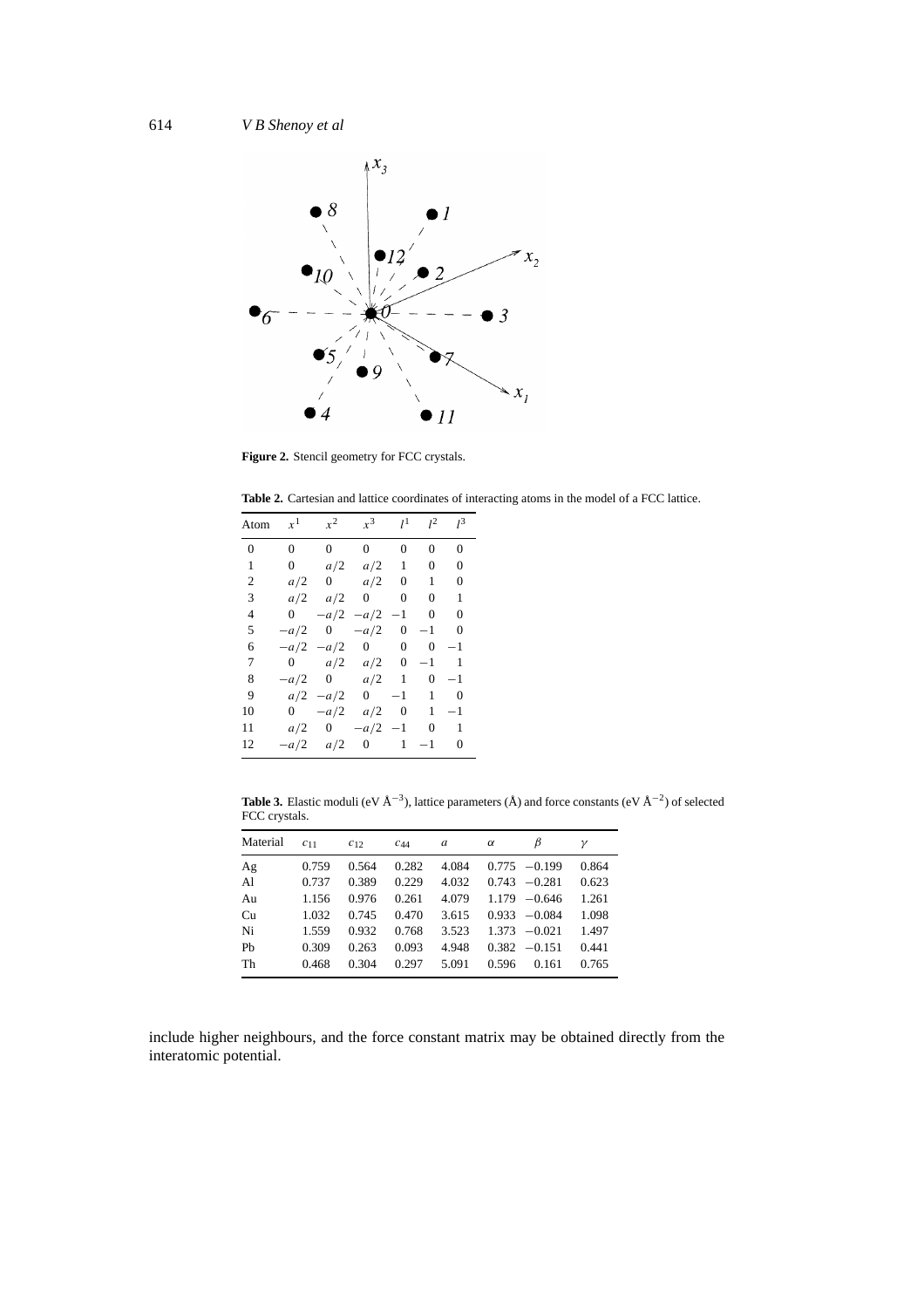**Figure 2.** Stencil geometry for FCC crystals.

**Table 2.** Cartesian and lattice coordinates of interacting atoms in the model of a FCC lattice.

| Atom | $x^1$ | $x^2$ | $x^3$ | $l^1$ | $l^2$ | $l^3$ |
|---|---|---|---|---|---|---|
| 0 | 0 | 0 | 0 | 0 | 0 | 0 |
| 1 | 0 | $a/2$ | $a/2$ | 1 | 0 | 0 |
| 2 | $a/2$ | 0 | $a/2$ | 0 | 1 | 0 |
| 3 | $a/2$ | $a/2$ | 0 | 0 | 0 | 1 |
| 4 | 0 | $-a/2$ | $-a/2$ | $-1$ | 0 | 0 |
| 5 | $-a/2$ | 0 | $-a/2$ | 0 | $-1$ | 0 |
| 6 | $-a/2$ | $-a/2$ | 0 | 0 | 0 | $-1$ |
| 7 | 0 | $a/2$ | $a/2$ | 0 | $-1$ | 1 |
| 8 | $-a/2$ | 0 | $a/2$ | 1 | 0 | $-1$ |
| 9 | $a/2$ | $-a/2$ | 0 | $-1$ | 1 | 0 |
| 10 | 0 | $-a/2$ | $a/2$ | 0 | 1 | $-1$ |
| 11 | $a/2$ | 0 | $-a/2$ | $-1$ | 0 | 1 |
| 12 | $-a/2$ | $a/2$ | 0 | 1 | $-1$ | 0 |

**Table 3.** Elastic moduli (eV Å$^{-3}$), lattice parameters (Å) and force constants (eV Å$^{-2}$) of selected FCC crystals.

| Material | $c_{11}$ | $c_{12}$ | $c_{44}$ | $a$ | $\alpha$ | $\beta$ | $\gamma$ |
|---|---|---|---|---|---|---|---|
| Ag | 0.759 | 0.564 | 0.282 | 4.084 | 0.775 | $-0.199$ | 0.864 |
| Al | 0.737 | 0.389 | 0.229 | 4.032 | 0.743 | $-0.281$ | 0.623 |
| Au | 1.156 | 0.976 | 0.261 | 4.079 | 1.179 | $-0.646$ | 1.261 |
| Cu | 1.032 | 0.745 | 0.470 | 3.615 | 0.933 | $-0.084$ | 1.098 |
| Ni | 1.559 | 0.932 | 0.768 | 3.523 | 1.373 | $-0.021$ | 1.497 |
| Pb | 0.309 | 0.263 | 0.093 | 4.948 | 0.382 | $-0.151$ | 0.441 |
| Th | 0.468 | 0.304 | 0.297 | 5.091 | 0.596 | 0.161 | 0.765 |

include higher neighbours, and the force constant matrix may be obtained directly from the interatomic potential.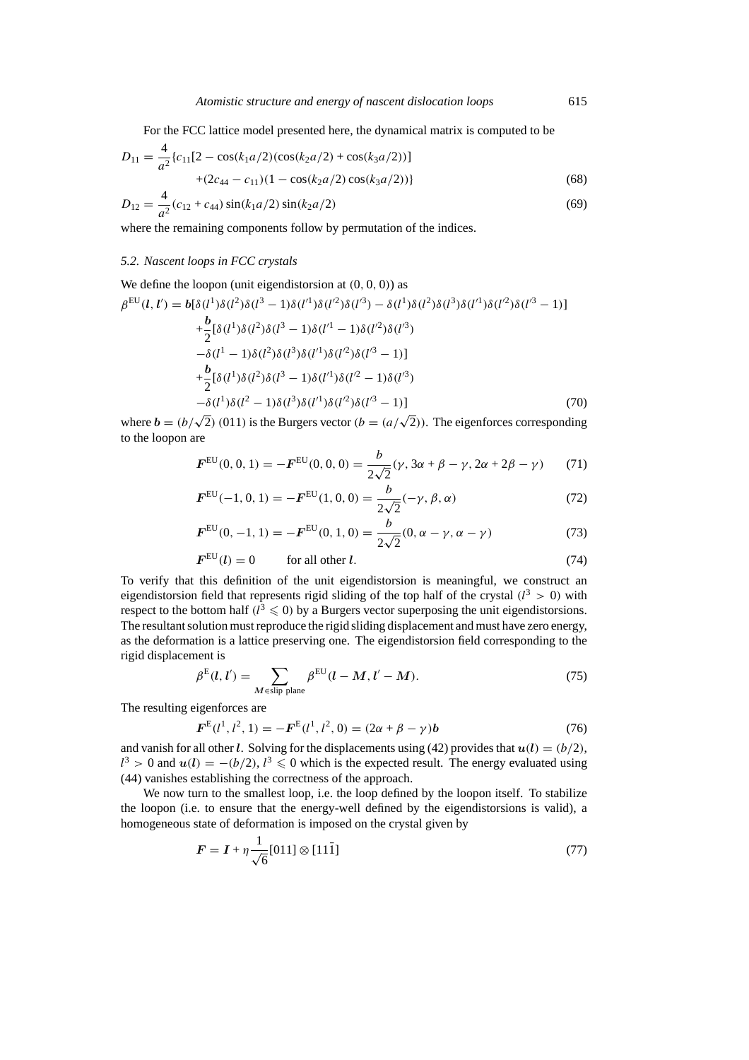For the FCC lattice model presented here, the dynamical matrix is computed to be

$$
\begin{aligned}
D_{11} = \frac{4}{a^2}\{&c_{11}[2 - \cos(k_1 a/2)(\cos(k_2 a/2) + \cos(k_3 a/2))] \\
&+ (2c_{44} - c_{11})(1 - \cos(k_2 a/2)\cos(k_3 a/2))\}
\end{aligned} \tag{68}
$$

$$
D_{12} = \frac{4}{a^2}(c_{12} + c_{44})\sin(k_1 a/2)\sin(k_2 a/2) \tag{69}
$$

where the remaining components follow by permutation of the indices.

### *5.2. Nascent loops in FCC crystals*

We define the loopon (unit eigendistorsion at $(0, 0, 0)$) as

$$
\begin{aligned}
\beta^{\text{EU}}(\boldsymbol{l}, \boldsymbol{l}') = \boldsymbol{b}[&\delta(l^1)\delta(l^2)\delta(l^3 - 1)\delta(l'^1)\delta(l'^2)\delta(l'^3) - \delta(l^1)\delta(l^2)\delta(l^3)\delta(l'^1)\delta(l'^2)\delta(l'^3 - 1)] \\
&+ \frac{\boldsymbol{b}}{2}[\delta(l^1)\delta(l^2)\delta(l^3 - 1)\delta(l'^1 - 1)\delta(l'^2)\delta(l'^3) \\
&- \delta(l^1 - 1)\delta(l^2)\delta(l^3)\delta(l'^1)\delta(l'^2)\delta(l'^3 - 1)] \\
&+ \frac{\boldsymbol{b}}{2}[\delta(l^1)\delta(l^2)\delta(l^3 - 1)\delta(l'^1)\delta(l'^2 - 1)\delta(l'^3) \\
&- \delta(l^1)\delta(l^2 - 1)\delta(l^3)\delta(l'^1)\delta(l'^2)\delta(l'^3 - 1)]
\end{aligned} \tag{70}
$$

where $\boldsymbol{b} = (b/\sqrt{2})\,(011)$ is the Burgers vector ($b = (a/\sqrt{2})$). The eigenforces corresponding to the loopon are

$$
\boldsymbol{F}^{\text{EU}}(0, 0, 1) = -\boldsymbol{F}^{\text{EU}}(0, 0, 0) = \frac{b}{2\sqrt{2}}(\gamma, 3\alpha + \beta - \gamma, 2\alpha + 2\beta - \gamma) \tag{71}
$$

$$
\boldsymbol{F}^{\text{EU}}(-1, 0, 1) = -\boldsymbol{F}^{\text{EU}}(1, 0, 0) = \frac{b}{2\sqrt{2}}(-\gamma, \beta, \alpha) \tag{72}
$$

$$
\boldsymbol{F}^{\text{EU}}(0, -1, 1) = -\boldsymbol{F}^{\text{EU}}(0, 1, 0) = \frac{b}{2\sqrt{2}}(0, \alpha - \gamma, \alpha - \gamma) \tag{73}
$$

$$
\boldsymbol{F}^{\text{EU}}(\boldsymbol{l}) = 0 \qquad \text{for all other } \boldsymbol{l}. \tag{74}
$$

To verify that this definition of the unit eigendistorsion is meaningful, we construct an eigendistorsion field that represents rigid sliding of the top half of the crystal ($l^3 > 0$) with respect to the bottom half ($l^3 \leqslant 0$) by a Burgers vector superposing the unit eigendistorsions. The resultant solution must reproduce the rigid sliding displacement and must have zero energy, as the deformation is a lattice preserving one. The eigendistorsion field corresponding to the rigid displacement is

$$
\beta^{\text{E}}(\boldsymbol{l}, \boldsymbol{l}') = \sum_{\boldsymbol{M} \in \text{slip plane}} \beta^{\text{EU}}(\boldsymbol{l} - \boldsymbol{M}, \boldsymbol{l}' - \boldsymbol{M}). \tag{75}
$$

The resulting eigenforces are

$$
\boldsymbol{F}^{\text{E}}(l^1, l^2, 1) = -\boldsymbol{F}^{\text{E}}(l^1, l^2, 0) = (2\alpha + \beta - \gamma)\boldsymbol{b} \tag{76}
$$

and vanish for all other $\boldsymbol{l}$. Solving for the displacements using (42) provides that $\boldsymbol{u}(\boldsymbol{l}) = (b/2)$, $l^3 > 0$ and $\boldsymbol{u}(\boldsymbol{l}) = -(b/2)$, $l^3 \leqslant 0$ which is the expected result. The energy evaluated using (44) vanishes establishing the correctness of the approach.

We now turn to the smallest loop, i.e. the loop defined by the loopon itself. To stabilize the loopon (i.e. to ensure that the energy-well defined by the eigendistorsions is valid), a homogeneous state of deformation is imposed on the crystal given by

$$
\boldsymbol{F} = \boldsymbol{I} + \eta\frac{1}{\sqrt{6}}[011] \otimes [11\bar{1}] \tag{77}
$$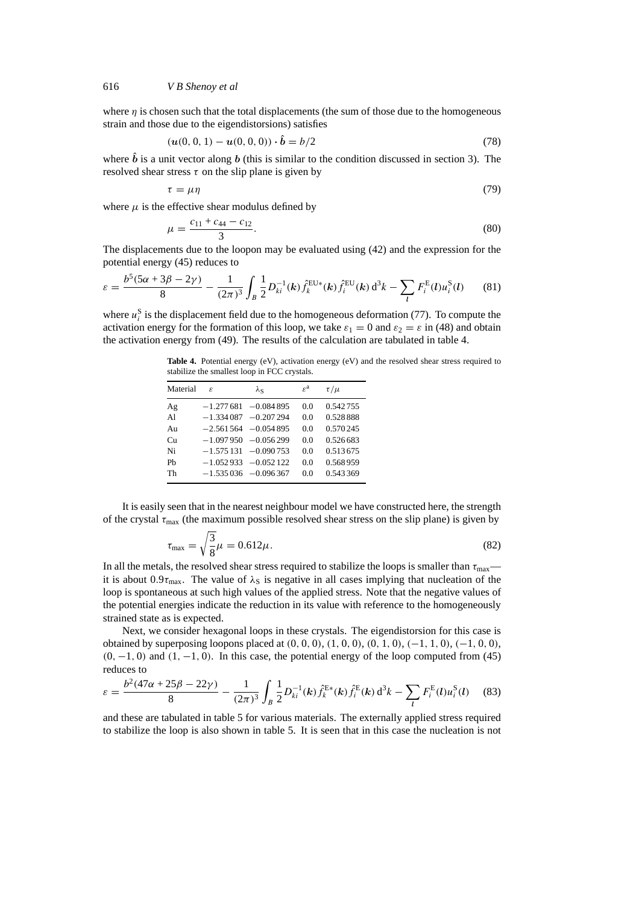where $\eta$ is chosen such that the total displacements (the sum of those due to the homogeneous strain and those due to the eigendistorsions) satisfies

$$(\boldsymbol{u}(0,0,1) - \boldsymbol{u}(0,0,0)) \cdot \hat{\boldsymbol{b}} = b/2 \tag{78}$$

where $\hat{\boldsymbol{b}}$ is a unit vector along $\boldsymbol{b}$ (this is similar to the condition discussed in section 3). The resolved shear stress $\tau$ on the slip plane is given by

$$\tau = \mu\eta \tag{79}$$

where $\mu$ is the effective shear modulus defined by

$$\mu = \frac{c_{11} + c_{44} - c_{12}}{3}. \tag{80}$$

The displacements due to the loopon may be evaluated using (42) and the expression for the potential energy (45) reduces to

$$\varepsilon = \frac{b^5(5\alpha + 3\beta - 2\gamma)}{8} - \frac{1}{(2\pi)^3}\int_B \frac{1}{2} D_{ki}^{-1}(\boldsymbol{k}) \hat{f}_k^{\mathrm{EU}*}(\boldsymbol{k}) \hat{f}_i^{\mathrm{EU}}(\boldsymbol{k})\, \mathrm{d}^3k - \sum_{\boldsymbol{l}} F_i^{\mathrm{E}}(\boldsymbol{l}) u_i^{\mathrm{S}}(\boldsymbol{l}) \tag{81}$$

where $u_i^{\mathrm{S}}$ is the displacement field due to the homogeneous deformation (77). To compute the activation energy for the formation of this loop, we take $\varepsilon_1 = 0$ and $\varepsilon_2 = \varepsilon$ in (48) and obtain the activation energy from (49). The results of the calculation are tabulated in table 4.

**Table 4.** Potential energy (eV), activation energy (eV) and the resolved shear stress required to stabilize the smallest loop in FCC crystals.

| Material | $\varepsilon$ | $\lambda_{\mathrm{S}}$ | $\varepsilon^{\mathrm{a}}$ | $\tau/\mu$ |
|---|---|---|---|---|
| Ag | −1.277 681 | −0.084 895 | 0.0 | 0.542 755 |
| Al | −1.334 087 | −0.207 294 | 0.0 | 0.528 888 |
| Au | −2.561 564 | −0.054 895 | 0.0 | 0.570 245 |
| Cu | −1.097 950 | −0.056 299 | 0.0 | 0.526 683 |
| Ni | −1.575 131 | −0.090 753 | 0.0 | 0.513 675 |
| Pb | −1.052 933 | −0.052 122 | 0.0 | 0.568 959 |
| Th | −1.535 036 | −0.096 367 | 0.0 | 0.543 369 |

It is easily seen that in the nearest neighbour model we have constructed here, the strength of the crystal $\tau_{\max}$ (the maximum possible resolved shear stress on the slip plane) is given by

$$\tau_{\max} = \sqrt{\frac{3}{8}}\mu = 0.612\mu. \tag{82}$$

In all the metals, the resolved shear stress required to stabilize the loops is smaller than $\tau_{\max}$—it is about $0.9\tau_{\max}$. The value of $\lambda_{\mathrm{S}}$ is negative in all cases implying that nucleation of the loop is spontaneous at such high values of the applied stress. Note that the negative values of the potential energies indicate the reduction in its value with reference to the homogeneously strained state as is expected.

Next, we consider hexagonal loops in these crystals. The eigendistorsion for this case is obtained by superposing loopons placed at $(0,0,0)$, $(1,0,0)$, $(0,1,0)$, $(-1,1,0)$, $(-1,0,0)$, $(0,-1,0)$ and $(1,-1,0)$. In this case, the potential energy of the loop computed from (45) reduces to

$$\varepsilon = \frac{b^2(47\alpha + 25\beta - 22\gamma)}{8} - \frac{1}{(2\pi)^3}\int_B \frac{1}{2} D_{ki}^{-1}(\boldsymbol{k}) \hat{f}_k^{\mathrm{E}*}(\boldsymbol{k}) \hat{f}_i^{\mathrm{E}}(\boldsymbol{k})\, \mathrm{d}^3k - \sum_{\boldsymbol{l}} F_i^{\mathrm{E}}(\boldsymbol{l}) u_i^{\mathrm{S}}(\boldsymbol{l}) \tag{83}$$

and these are tabulated in table 5 for various materials. The externally applied stress required to stabilize the loop is also shown in table 5. It is seen that in this case the nucleation is not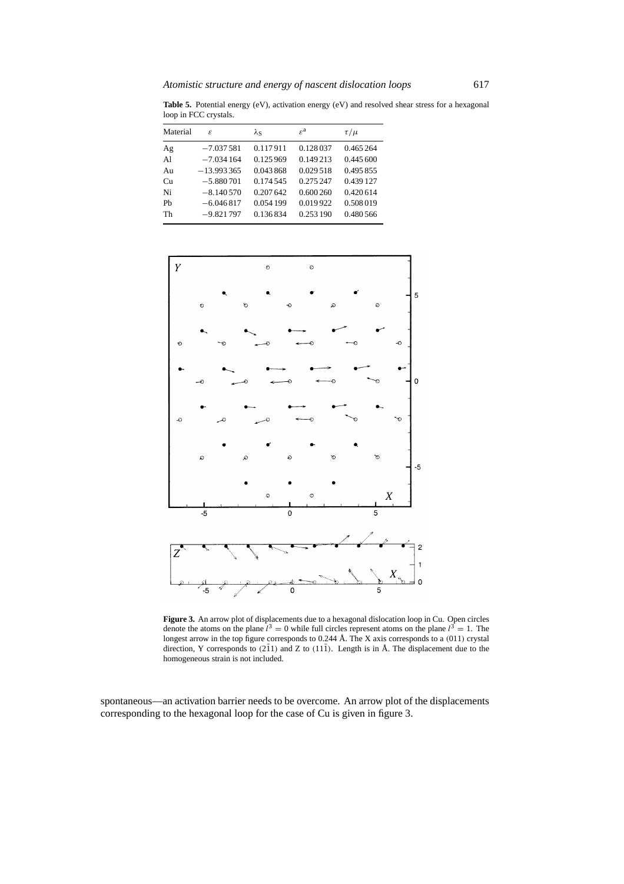**Table 5.** Potential energy (eV), activation energy (eV) and resolved shear stress for a hexagonal loop in FCC crystals.

| Material | $\varepsilon$ | $\lambda_S$ | $\varepsilon^a$ | $\tau/\mu$ |
|---|---|---|---|---|
| Ag | −7.037 581 | 0.117 911 | 0.128 037 | 0.465 264 |
| Al | −7.034 164 | 0.125 969 | 0.149 213 | 0.445 600 |
| Au | −13.993 365 | 0.043 868 | 0.029 518 | 0.495 855 |
| Cu | −5.880 701 | 0.174 545 | 0.275 247 | 0.439 127 |
| Ni | −8.140 570 | 0.207 642 | 0.600 260 | 0.420 614 |
| Pb | −6.046 817 | 0.054 199 | 0.019 922 | 0.508 019 |
| Th | −9.821 797 | 0.136 834 | 0.253 190 | 0.480 566 |

**Figure 3.** An arrow plot of displacements due to a hexagonal dislocation loop in Cu. Open circles denote the atoms on the plane $l^3 = 0$ while full circles represent atoms on the plane $l^3 = 1$. The longest arrow in the top figure corresponds to 0.244 Å. The X axis corresponds to a $\langle 011 \rangle$ crystal direction, Y corresponds to $\langle 2\bar{1}1 \rangle$ and Z to $\langle 11\bar{1} \rangle$. Length is in Å. The displacement due to the homogeneous strain is not included.

spontaneous—an activation barrier needs to be overcome. An arrow plot of the displacements corresponding to the hexagonal loop for the case of Cu is given in figure 3.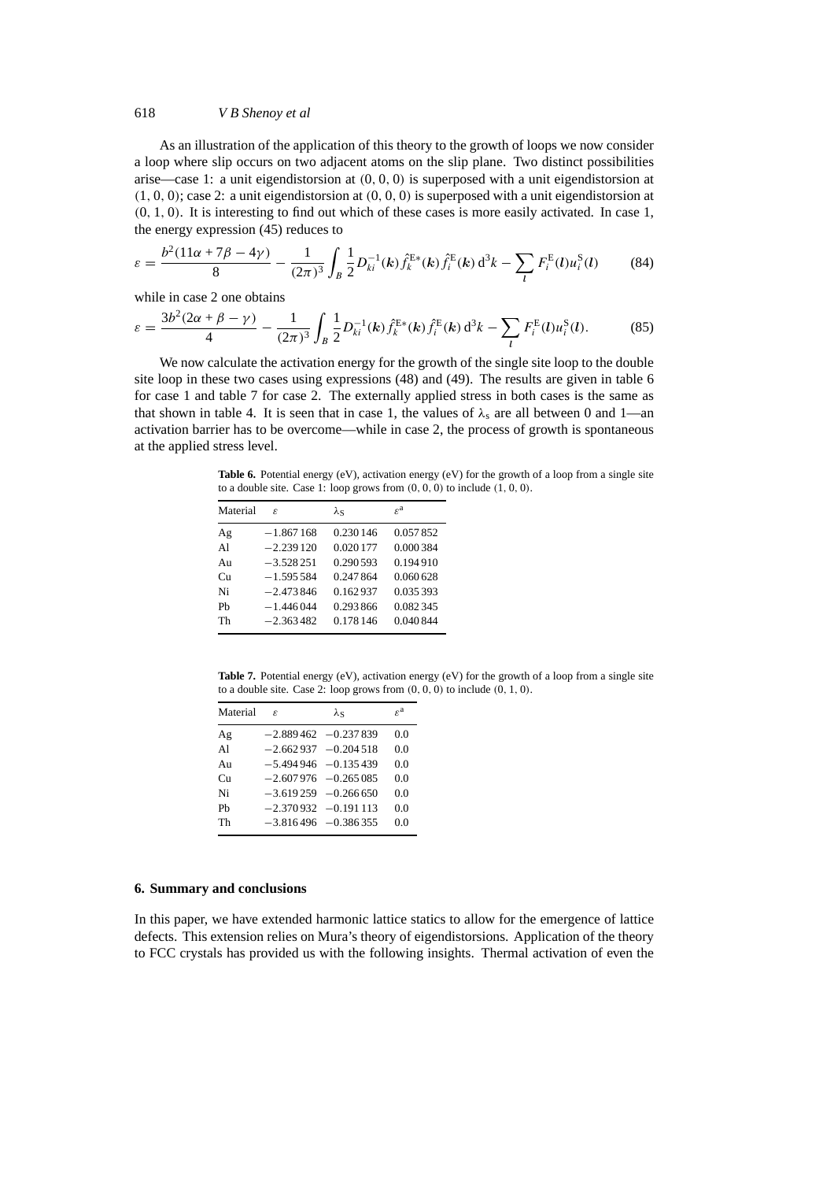As an illustration of the application of this theory to the growth of loops we now consider a loop where slip occurs on two adjacent atoms on the slip plane. Two distinct possibilities arise—case 1: a unit eigendistorsion at $(0, 0, 0)$ is superposed with a unit eigendistorsion at $(1, 0, 0)$; case 2: a unit eigendistorsion at $(0, 0, 0)$ is superposed with a unit eigendistorsion at $(0, 1, 0)$. It is interesting to find out which of these cases is more easily activated. In case 1, the energy expression (45) reduces to

$$\varepsilon = \frac{b^2(11\alpha + 7\beta - 4\gamma)}{8} - \frac{1}{(2\pi)^3}\int_B \frac{1}{2} D_{ki}^{-1}(\boldsymbol{k}) \hat{f}_k^{\mathrm{E}*}(\boldsymbol{k}) \hat{f}_i^{\mathrm{E}}(\boldsymbol{k})\, \mathrm{d}^3k - \sum_{\boldsymbol{l}} F_i^{\mathrm{E}}(\boldsymbol{l}) u_i^{\mathrm{S}}(\boldsymbol{l}) \tag{84}$$

while in case 2 one obtains

$$\varepsilon = \frac{3b^2(2\alpha + \beta - \gamma)}{4} - \frac{1}{(2\pi)^3}\int_B \frac{1}{2} D_{ki}^{-1}(\boldsymbol{k}) \hat{f}_k^{\mathrm{E}*}(\boldsymbol{k}) \hat{f}_i^{\mathrm{E}}(\boldsymbol{k})\, \mathrm{d}^3k - \sum_{\boldsymbol{l}} F_i^{\mathrm{E}}(\boldsymbol{l}) u_i^{\mathrm{S}}(\boldsymbol{l}). \tag{85}$$

We now calculate the activation energy for the growth of the single site loop to the double site loop in these two cases using expressions (48) and (49). The results are given in table 6 for case 1 and table 7 for case 2. The externally applied stress in both cases is the same as that shown in table 4. It is seen that in case 1, the values of $\lambda_{\mathrm{s}}$ are all between 0 and 1—an activation barrier has to be overcome—while in case 2, the process of growth is spontaneous at the applied stress level.

**Table 6.** Potential energy (eV), activation energy (eV) for the growth of a loop from a single site to a double site. Case 1: loop grows from $(0, 0, 0)$ to include $(1, 0, 0)$.

| Material | $\varepsilon$ | $\lambda_{\mathrm{S}}$ | $\varepsilon^{\mathrm{a}}$ |
|---|---|---|---|
| Ag | −1.867 168 | 0.230 146 | 0.057 852 |
| Al | −2.239 120 | 0.020 177 | 0.000 384 |
| Au | −3.528 251 | 0.290 593 | 0.194 910 |
| Cu | −1.595 584 | 0.247 864 | 0.060 628 |
| Ni | −2.473 846 | 0.162 937 | 0.035 393 |
| Pb | −1.446 044 | 0.293 866 | 0.082 345 |
| Th | −2.363 482 | 0.178 146 | 0.040 844 |

**Table 7.** Potential energy (eV), activation energy (eV) for the growth of a loop from a single site to a double site. Case 2: loop grows from $(0, 0, 0)$ to include $(0, 1, 0)$.

| Material | $\varepsilon$ | $\lambda_{\mathrm{S}}$ | $\varepsilon^{\mathrm{a}}$ |
|---|---|---|---|
| Ag | −2.889 462 | −0.237 839 | 0.0 |
| Al | −2.662 937 | −0.204 518 | 0.0 |
| Au | −5.494 946 | −0.135 439 | 0.0 |
| Cu | −2.607 976 | −0.265 085 | 0.0 |
| Ni | −3.619 259 | −0.266 650 | 0.0 |
| Pb | −2.370 932 | −0.191 113 | 0.0 |
| Th | −3.816 496 | −0.386 355 | 0.0 |

## 6. Summary and conclusions

In this paper, we have extended harmonic lattice statics to allow for the emergence of lattice defects. This extension relies on Mura's theory of eigendistorsions. Application of the theory to FCC crystals has provided us with the following insights. Thermal activation of even the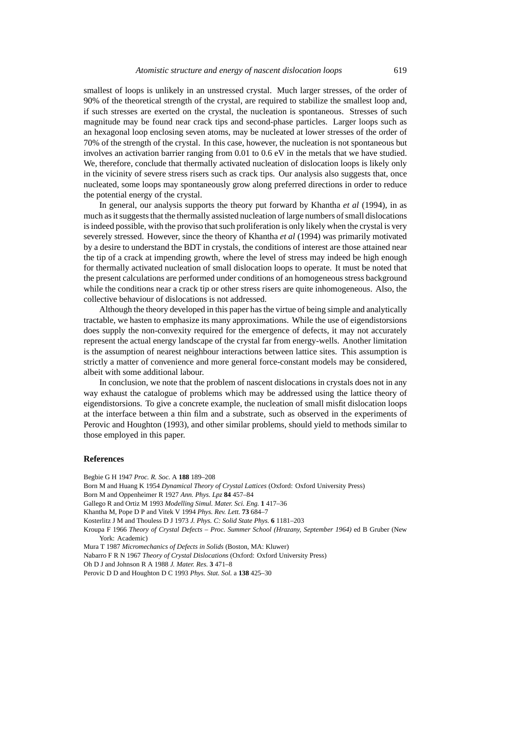smallest of loops is unlikely in an unstressed crystal. Much larger stresses, of the order of 90% of the theoretical strength of the crystal, are required to stabilize the smallest loop and, if such stresses are exerted on the crystal, the nucleation is spontaneous. Stresses of such magnitude may be found near crack tips and second-phase particles. Larger loops such as an hexagonal loop enclosing seven atoms, may be nucleated at lower stresses of the order of 70% of the strength of the crystal. In this case, however, the nucleation is not spontaneous but involves an activation barrier ranging from 0.01 to 0.6 eV in the metals that we have studied. We, therefore, conclude that thermally activated nucleation of dislocation loops is likely only in the vicinity of severe stress risers such as crack tips. Our analysis also suggests that, once nucleated, some loops may spontaneously grow along preferred directions in order to reduce the potential energy of the crystal.

In general, our analysis supports the theory put forward by Khantha *et al* (1994), in as much as it suggests that the thermally assisted nucleation of large numbers of small dislocations is indeed possible, with the proviso that such proliferation is only likely when the crystal is very severely stressed. However, since the theory of Khantha *et al* (1994) was primarily motivated by a desire to understand the BDT in crystals, the conditions of interest are those attained near the tip of a crack at impending growth, where the level of stress may indeed be high enough for thermally activated nucleation of small dislocation loops to operate. It must be noted that the present calculations are performed under conditions of an homogeneous stress background while the conditions near a crack tip or other stress risers are quite inhomogeneous. Also, the collective behaviour of dislocations is not addressed.

Although the theory developed in this paper has the virtue of being simple and analytically tractable, we hasten to emphasize its many approximations. While the use of eigendistorsions does supply the non-convexity required for the emergence of defects, it may not accurately represent the actual energy landscape of the crystal far from energy-wells. Another limitation is the assumption of nearest neighbour interactions between lattice sites. This assumption is strictly a matter of convenience and more general force-constant models may be considered, albeit with some additional labour.

In conclusion, we note that the problem of nascent dislocations in crystals does not in any way exhaust the catalogue of problems which may be addressed using the lattice theory of eigendistorsions. To give a concrete example, the nucleation of small misfit dislocation loops at the interface between a thin film and a substrate, such as observed in the experiments of Perovic and Houghton (1993), and other similar problems, should yield to methods similar to those employed in this paper.

## References

Begbie G H 1947 *Proc. R. Soc.* A **188** 189–208

Born M and Huang K 1954 *Dynamical Theory of Crystal Lattices* (Oxford: Oxford University Press)

Born M and Oppenheimer R 1927 *Ann. Phys. Lpz* **84** 457–84

Gallego R and Ortiz M 1993 *Modelling Simul. Mater. Sci. Eng.* **1** 417–36

Khantha M, Pope D P and Vitek V 1994 *Phys. Rev. Lett.* **73** 684–7

Kosterlitz J M and Thouless D J 1973 *J. Phys. C: Solid State Phys.* **6** 1181–203

Kroupa F 1966 *Theory of Crystal Defects – Proc. Summer School (Hrazany, September 1964)* ed B Gruber (New York: Academic)

Mura T 1987 *Micromechanics of Defects in Solids* (Boston, MA: Kluwer)

Nabarro F R N 1967 *Theory of Crystal Dislocations* (Oxford: Oxford University Press)

Oh D J and Johnson R A 1988 *J. Mater. Res.* **3** 471–8

Perovic D D and Houghton D C 1993 *Phys. Stat. Sol.* a **138** 425–30